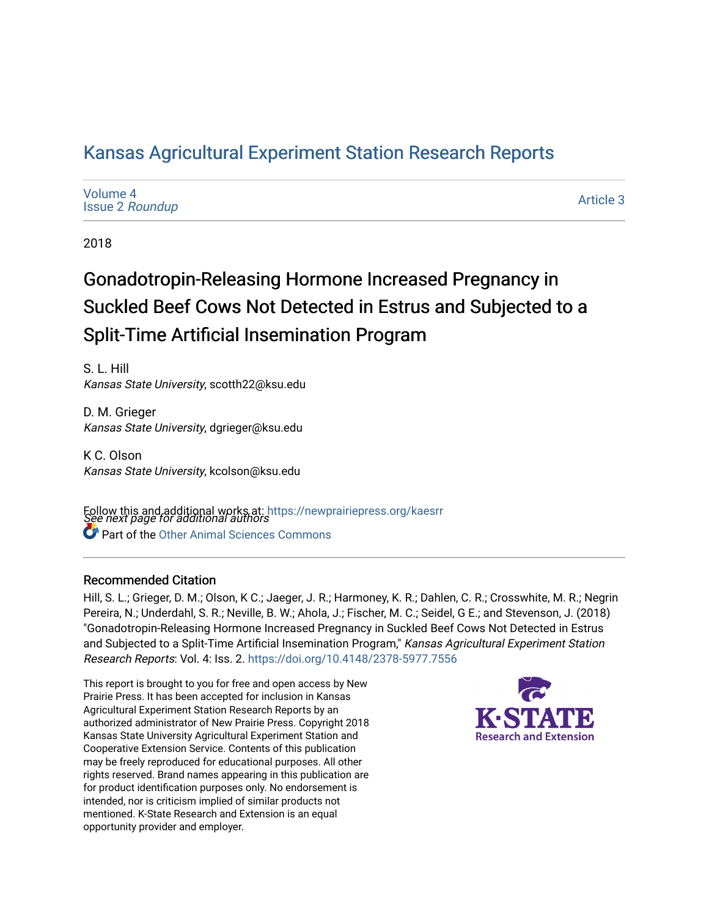# Kansas Agricultural Experiment Station Research Reports

Volume 4
Issue 2 *Roundup*

Article 3

2018

## Gonadotropin-Releasing Hormone Increased Pregnancy in Suckled Beef Cows Not Detected in Estrus and Subjected to a Split-Time Artificial Insemination Program

S. L. Hill
*Kansas State University*, scotth22@ksu.edu

D. M. Grieger
*Kansas State University*, dgrieger@ksu.edu

K C. Olson
*Kansas State University*, kcolson@ksu.edu

*See next page for additional authors*

Follow this and additional works at: https://newprairiepress.org/kaesrr

Part of the Other Animal Sciences Commons

### Recommended Citation

Hill, S. L.; Grieger, D. M.; Olson, K C.; Jaeger, J. R.; Harmoney, K. R.; Dahlen, C. R.; Crosswhite, M. R.; Negrin Pereira, N.; Underdahl, S. R.; Neville, B. W.; Ahola, J.; Fischer, M. C.; Seidel, G E.; and Stevenson, J. (2018) "Gonadotropin-Releasing Hormone Increased Pregnancy in Suckled Beef Cows Not Detected in Estrus and Subjected to a Split-Time Artificial Insemination Program," *Kansas Agricultural Experiment Station Research Reports*: Vol. 4: Iss. 2. https://doi.org/10.4148/2378-5977.7556

This report is brought to you for free and open access by New Prairie Press. It has been accepted for inclusion in Kansas Agricultural Experiment Station Research Reports by an authorized administrator of New Prairie Press. Copyright 2018 Kansas State University Agricultural Experiment Station and Cooperative Extension Service. Contents of this publication may be freely reproduced for educational purposes. All other rights reserved. Brand names appearing in this publication are for product identification purposes only. No endorsement is intended, nor is criticism implied of similar products not mentioned. K-State Research and Extension is an equal opportunity provider and employer.

K-STATE Research and Extension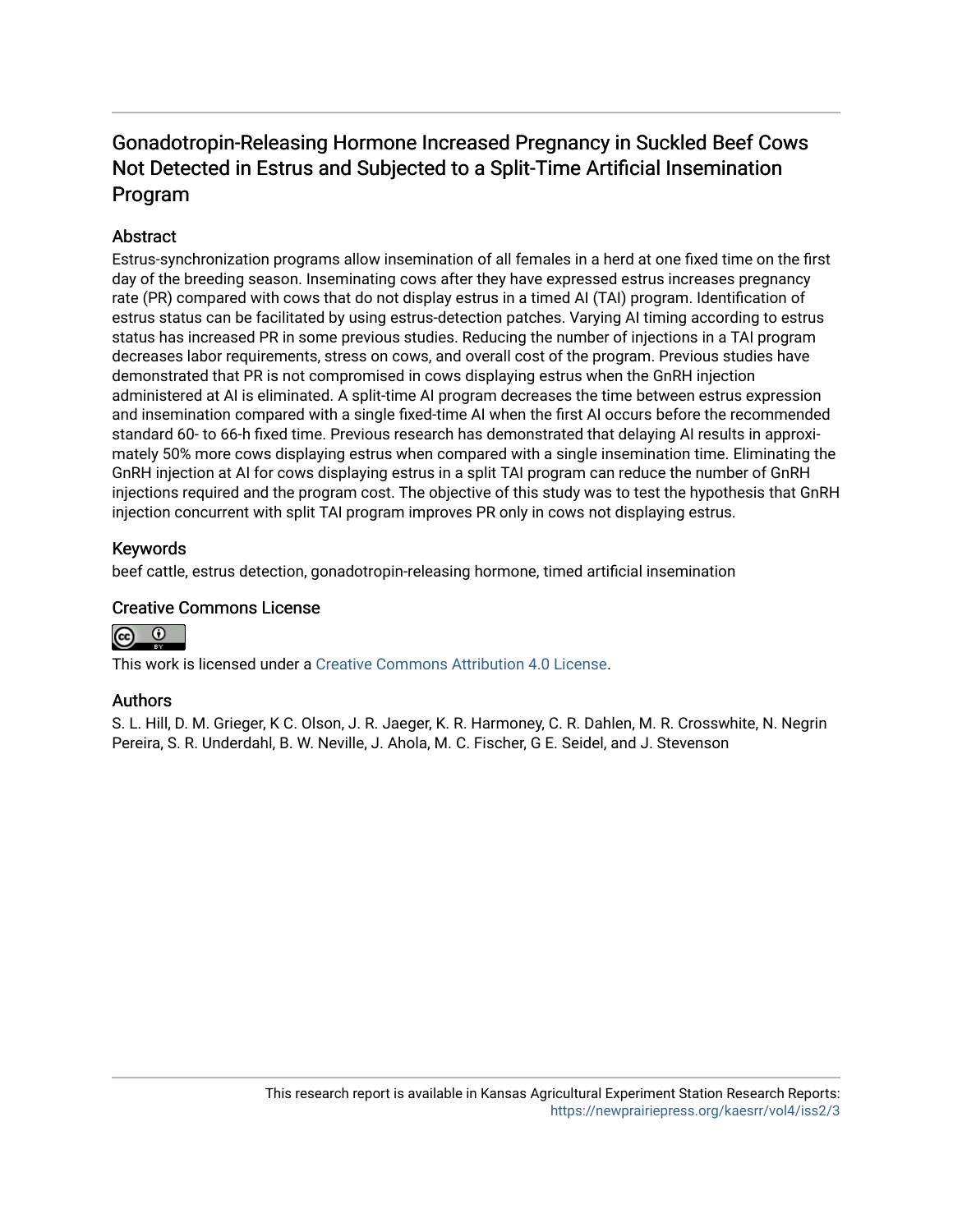# Gonadotropin-Releasing Hormone Increased Pregnancy in Suckled Beef Cows Not Detected in Estrus and Subjected to a Split-Time Artificial Insemination Program

## Abstract

Estrus-synchronization programs allow insemination of all females in a herd at one fixed time on the first day of the breeding season. Inseminating cows after they have expressed estrus increases pregnancy rate (PR) compared with cows that do not display estrus in a timed AI (TAI) program. Identification of estrus status can be facilitated by using estrus-detection patches. Varying AI timing according to estrus status has increased PR in some previous studies. Reducing the number of injections in a TAI program decreases labor requirements, stress on cows, and overall cost of the program. Previous studies have demonstrated that PR is not compromised in cows displaying estrus when the GnRH injection administered at AI is eliminated. A split-time AI program decreases the time between estrus expression and insemination compared with a single fixed-time AI when the first AI occurs before the recommended standard 60- to 66-h fixed time. Previous research has demonstrated that delaying AI results in approximately 50% more cows displaying estrus when compared with a single insemination time. Eliminating the GnRH injection at AI for cows displaying estrus in a split TAI program can reduce the number of GnRH injections required and the program cost. The objective of this study was to test the hypothesis that GnRH injection concurrent with split TAI program improves PR only in cows not displaying estrus.

## Keywords

beef cattle, estrus detection, gonadotropin-releasing hormone, timed artificial insemination

## Creative Commons License

This work is licensed under a Creative Commons Attribution 4.0 License.

## Authors

S. L. Hill, D. M. Grieger, K C. Olson, J. R. Jaeger, K. R. Harmoney, C. R. Dahlen, M. R. Crosswhite, N. Negrin Pereira, S. R. Underdahl, B. W. Neville, J. Ahola, M. C. Fischer, G E. Seidel, and J. Stevenson

This research report is available in Kansas Agricultural Experiment Station Research Reports: https://newprairiepress.org/kaesrr/vol4/iss2/3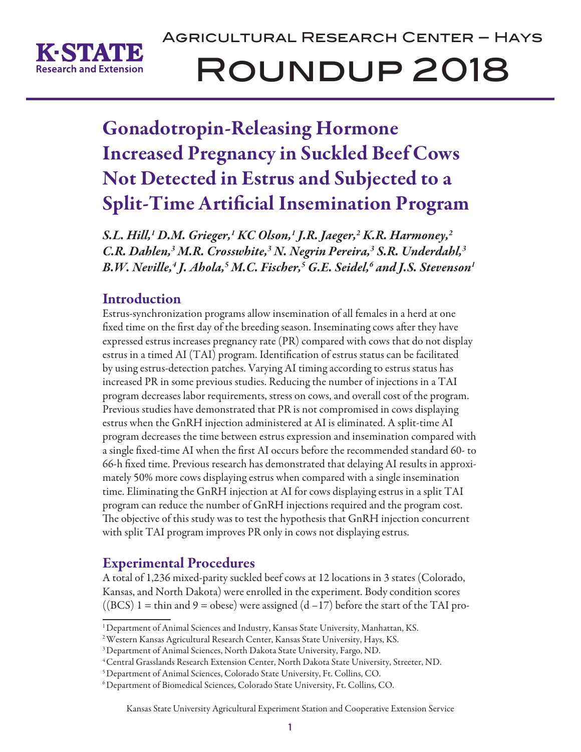# Gonadotropin-Releasing Hormone Increased Pregnancy in Suckled Beef Cows Not Detected in Estrus and Subjected to a Split-Time Artificial Insemination Program

*S.L. Hill,[1] D.M. Grieger,[1] KC Olson,[1] J.R. Jaeger,[2] K.R. Harmoney,[2] C.R. Dahlen,[3] M.R. Crosswhite,[3] N. Negrin Pereira,[3] S.R. Underdahl,[3] B.W. Neville,[4] J. Ahola,[5] M.C. Fischer,[5] G.E. Seidel,[6] and J.S. Stevenson[1]*

## Introduction

Estrus-synchronization programs allow insemination of all females in a herd at one fixed time on the first day of the breeding season. Inseminating cows after they have expressed estrus increases pregnancy rate (PR) compared with cows that do not display estrus in a timed AI (TAI) program. Identification of estrus status can be facilitated by using estrus-detection patches. Varying AI timing according to estrus status has increased PR in some previous studies. Reducing the number of injections in a TAI program decreases labor requirements, stress on cows, and overall cost of the program. Previous studies have demonstrated that PR is not compromised in cows displaying estrus when the GnRH injection administered at AI is eliminated. A split-time AI program decreases the time between estrus expression and insemination compared with a single fixed-time AI when the first AI occurs before the recommended standard 60- to 66-h fixed time. Previous research has demonstrated that delaying AI results in approximately 50% more cows displaying estrus when compared with a single insemination time. Eliminating the GnRH injection at AI for cows displaying estrus in a split TAI program can reduce the number of GnRH injections required and the program cost. The objective of this study was to test the hypothesis that GnRH injection concurrent with split TAI program improves PR only in cows not displaying estrus.

## Experimental Procedures

A total of 1,236 mixed-parity suckled beef cows at 12 locations in 3 states (Colorado, Kansas, and North Dakota) were enrolled in the experiment. Body condition scores ((BCS) 1 = thin and 9 = obese) were assigned (d −17) before the start of the TAI pro-

[1] Department of Animal Sciences and Industry, Kansas State University, Manhattan, KS.
[2] Western Kansas Agricultural Research Center, Kansas State University, Hays, KS.
[3] Department of Animal Sciences, North Dakota State University, Fargo, ND.
[4] Central Grasslands Research Extension Center, North Dakota State University, Streeter, ND.
[5] Department of Animal Sciences, Colorado State University, Ft. Collins, CO.
[6] Department of Biomedical Sciences, Colorado State University, Ft. Collins, CO.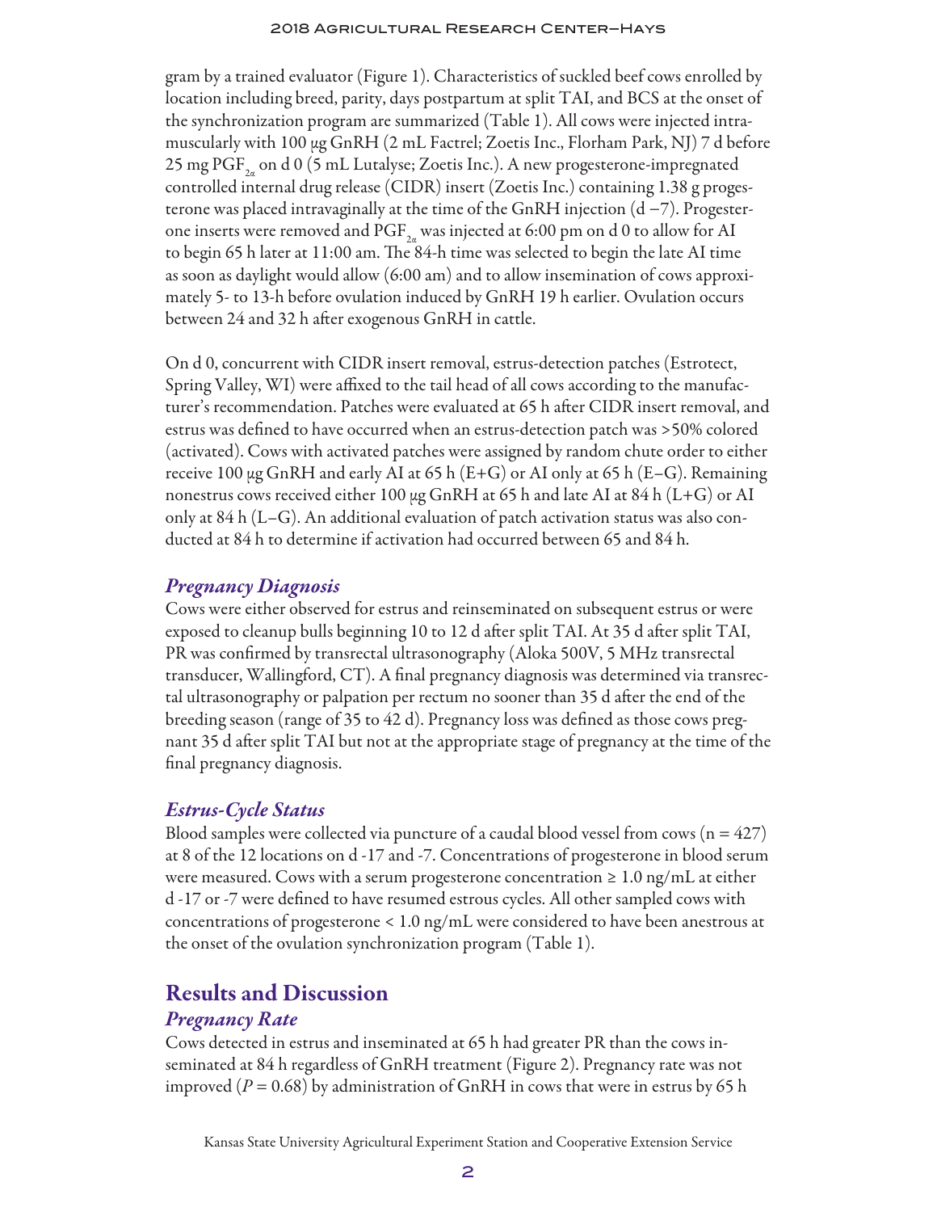gram by a trained evaluator (Figure 1). Characteristics of suckled beef cows enrolled by location including breed, parity, days postpartum at split TAI, and BCS at the onset of the synchronization program are summarized (Table 1). All cows were injected intramuscularly with 100 µg GnRH (2 mL Factrel; Zoetis Inc., Florham Park, NJ) 7 d before 25 mg $PGF_{2\alpha}$ on d 0 (5 mL Lutalyse; Zoetis Inc.). A new progesterone-impregnated controlled internal drug release (CIDR) insert (Zoetis Inc.) containing 1.38 g progesterone was placed intravaginally at the time of the GnRH injection (d −7). Progesterone inserts were removed and $PGF_{2\alpha}$ was injected at 6:00 pm on d 0 to allow for AI to begin 65 h later at 11:00 am. The 84-h time was selected to begin the late AI time as soon as daylight would allow (6:00 am) and to allow insemination of cows approximately 5- to 13-h before ovulation induced by GnRH 19 h earlier. Ovulation occurs between 24 and 32 h after exogenous GnRH in cattle.

On d 0, concurrent with CIDR insert removal, estrus-detection patches (Estrotect, Spring Valley, WI) were affixed to the tail head of all cows according to the manufacturer's recommendation. Patches were evaluated at 65 h after CIDR insert removal, and estrus was defined to have occurred when an estrus-detection patch was >50% colored (activated). Cows with activated patches were assigned by random chute order to either receive 100 µg GnRH and early AI at 65 h (E+G) or AI only at 65 h (E−G). Remaining nonestrus cows received either 100 µg GnRH at 65 h and late AI at 84 h (L+G) or AI only at 84 h (L−G). An additional evaluation of patch activation status was also conducted at 84 h to determine if activation had occurred between 65 and 84 h.

### *Pregnancy Diagnosis*

Cows were either observed for estrus and reinseminated on subsequent estrus or were exposed to cleanup bulls beginning 10 to 12 d after split TAI. At 35 d after split TAI, PR was confirmed by transrectal ultrasonography (Aloka 500V, 5 MHz transrectal transducer, Wallingford, CT). A final pregnancy diagnosis was determined via transrectal ultrasonography or palpation per rectum no sooner than 35 d after the end of the breeding season (range of 35 to 42 d). Pregnancy loss was defined as those cows pregnant 35 d after split TAI but not at the appropriate stage of pregnancy at the time of the final pregnancy diagnosis.

### *Estrus-Cycle Status*

Blood samples were collected via puncture of a caudal blood vessel from cows (n = 427) at 8 of the 12 locations on d -17 and -7. Concentrations of progesterone in blood serum were measured. Cows with a serum progesterone concentration ≥ 1.0 ng/mL at either d -17 or -7 were defined to have resumed estrous cycles. All other sampled cows with concentrations of progesterone < 1.0 ng/mL were considered to have been anestrous at the onset of the ovulation synchronization program (Table 1).

## Results and Discussion

### *Pregnancy Rate*

Cows detected in estrus and inseminated at 65 h had greater PR than the cows inseminated at 84 h regardless of GnRH treatment (Figure 2). Pregnancy rate was not improved ($P = 0.68$) by administration of GnRH in cows that were in estrus by 65 h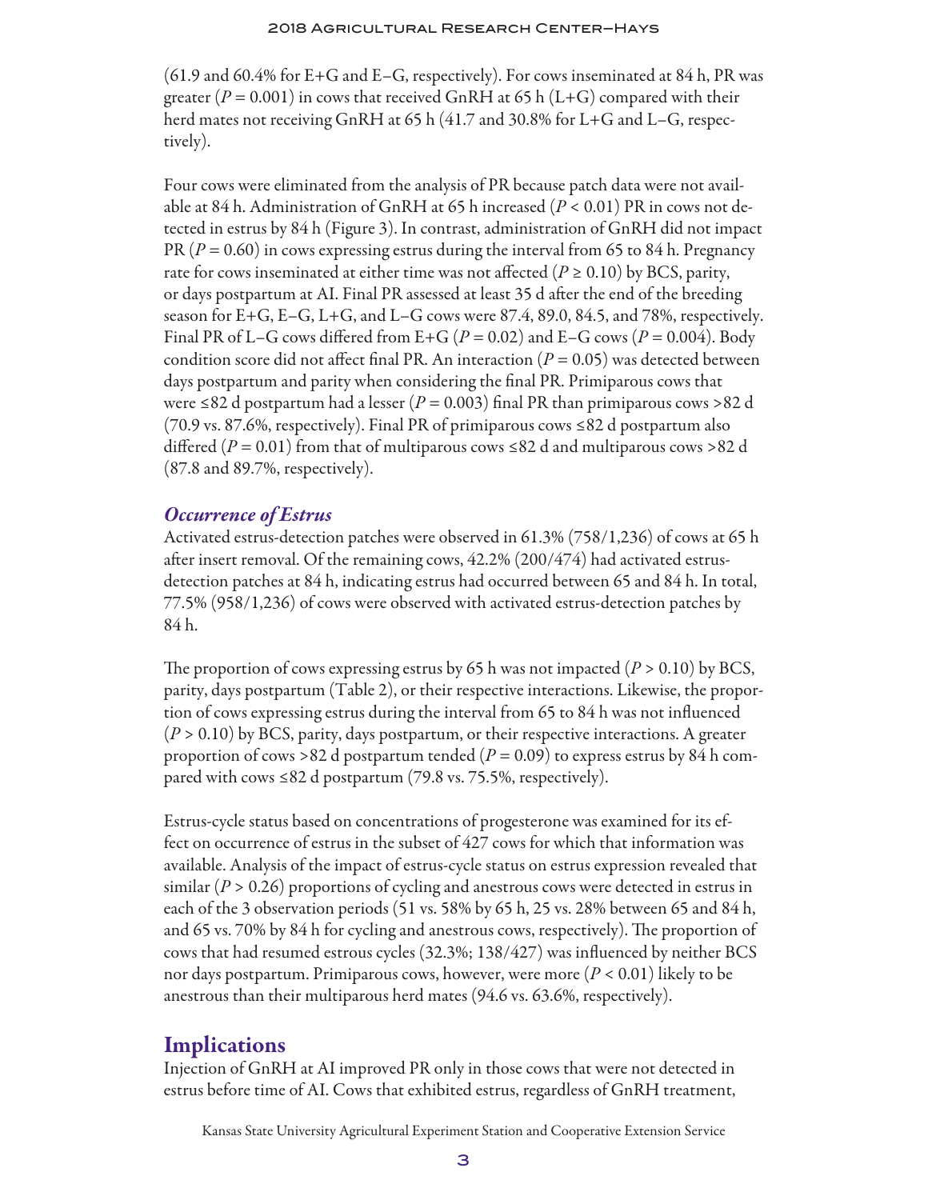(61.9 and 60.4% for E+G and E−G, respectively). For cows inseminated at 84 h, PR was greater ($P = 0.001$) in cows that received GnRH at 65 h (L+G) compared with their herd mates not receiving GnRH at 65 h (41.7 and 30.8% for L+G and L−G, respectively).

Four cows were eliminated from the analysis of PR because patch data were not available at 84 h. Administration of GnRH at 65 h increased ($P < 0.01$) PR in cows not detected in estrus by 84 h (Figure 3). In contrast, administration of GnRH did not impact PR ($P = 0.60$) in cows expressing estrus during the interval from 65 to 84 h. Pregnancy rate for cows inseminated at either time was not affected ($P \geq 0.10$) by BCS, parity, or days postpartum at AI. Final PR assessed at least 35 d after the end of the breeding season for E+G, E−G, L+G, and L−G cows were 87.4, 89.0, 84.5, and 78%, respectively. Final PR of L−G cows differed from E+G ($P = 0.02$) and E−G cows ($P = 0.004$). Body condition score did not affect final PR. An interaction ($P = 0.05$) was detected between days postpartum and parity when considering the final PR. Primiparous cows that were ≤82 d postpartum had a lesser ($P = 0.003$) final PR than primiparous cows >82 d (70.9 vs. 87.6%, respectively). Final PR of primiparous cows ≤82 d postpartum also differed ($P = 0.01$) from that of multiparous cows ≤82 d and multiparous cows >82 d (87.8 and 89.7%, respectively).

### *Occurrence of Estrus*

Activated estrus-detection patches were observed in 61.3% (758/1,236) of cows at 65 h after insert removal. Of the remaining cows, 42.2% (200/474) had activated estrus-detection patches at 84 h, indicating estrus had occurred between 65 and 84 h. In total, 77.5% (958/1,236) of cows were observed with activated estrus-detection patches by 84 h.

The proportion of cows expressing estrus by 65 h was not impacted ($P > 0.10$) by BCS, parity, days postpartum (Table 2), or their respective interactions. Likewise, the proportion of cows expressing estrus during the interval from 65 to 84 h was not influenced ($P > 0.10$) by BCS, parity, days postpartum, or their respective interactions. A greater proportion of cows >82 d postpartum tended ($P = 0.09$) to express estrus by 84 h compared with cows ≤82 d postpartum (79.8 vs. 75.5%, respectively).

Estrus-cycle status based on concentrations of progesterone was examined for its effect on occurrence of estrus in the subset of 427 cows for which that information was available. Analysis of the impact of estrus-cycle status on estrus expression revealed that similar ($P > 0.26$) proportions of cycling and anestrous cows were detected in estrus in each of the 3 observation periods (51 vs. 58% by 65 h, 25 vs. 28% between 65 and 84 h, and 65 vs. 70% by 84 h for cycling and anestrous cows, respectively). The proportion of cows that had resumed estrous cycles (32.3%; 138/427) was influenced by neither BCS nor days postpartum. Primiparous cows, however, were more ($P < 0.01$) likely to be anestrous than their multiparous herd mates (94.6 vs. 63.6%, respectively).

## Implications

Injection of GnRH at AI improved PR only in those cows that were not detected in estrus before time of AI. Cows that exhibited estrus, regardless of GnRH treatment,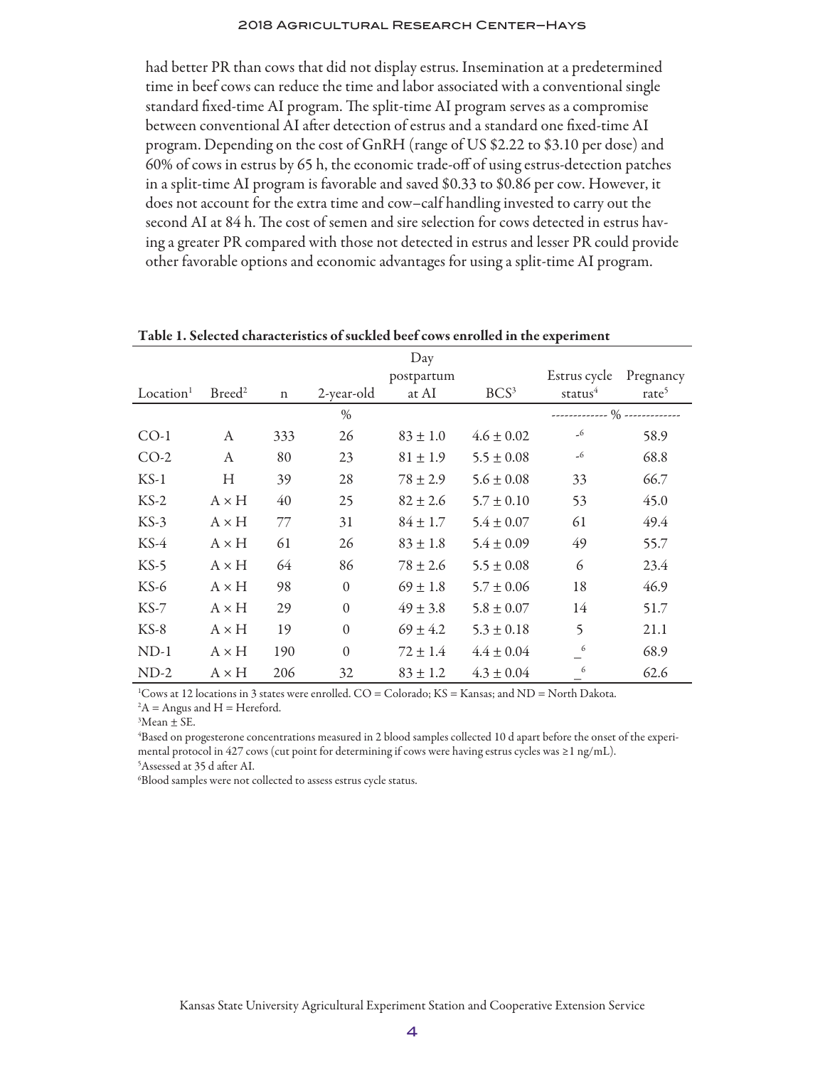had better PR than cows that did not display estrus. Insemination at a predetermined time in beef cows can reduce the time and labor associated with a conventional single standard fixed-time AI program. The split-time AI program serves as a compromise between conventional AI after detection of estrus and a standard one fixed-time AI program. Depending on the cost of GnRH (range of US $2.22 to $3.10 per dose) and 60% of cows in estrus by 65 h, the economic trade-off of using estrus-detection patches in a split-time AI program is favorable and saved $0.33 to $0.86 per cow. However, it does not account for the extra time and cow–calf handling invested to carry out the second AI at 84 h. The cost of semen and sire selection for cows detected in estrus having a greater PR compared with those not detected in estrus and lesser PR could provide other favorable options and economic advantages for using a split-time AI program.

**Table 1. Selected characteristics of suckled beef cows enrolled in the experiment**

| Location[1] | Breed[2] | n | 2-year-old | Day postpartum at AI | BCS[3] | Estrus cycle status[4] | Pregnancy rate[5] |
|---|---|---|---|---|---|---|---|
| | | | % | | | % | % |
| CO-1 | A | 333 | 26 | $83 \pm 1.0$ | $4.6 \pm 0.02$ | -[6] | 58.9 |
| CO-2 | A | 80 | 23 | $81 \pm 1.9$ | $5.5 \pm 0.08$ | -[6] | 68.8 |
| KS-1 | H | 39 | 28 | $78 \pm 2.9$ | $5.6 \pm 0.08$ | 33 | 66.7 |
| KS-2 | A × H | 40 | 25 | $82 \pm 2.6$ | $5.7 \pm 0.10$ | 53 | 45.0 |
| KS-3 | A × H | 77 | 31 | $84 \pm 1.7$ | $5.4 \pm 0.07$ | 61 | 49.4 |
| KS-4 | A × H | 61 | 26 | $83 \pm 1.8$ | $5.4 \pm 0.09$ | 49 | 55.7 |
| KS-5 | A × H | 64 | 86 | $78 \pm 2.6$ | $5.5 \pm 0.08$ | 6 | 23.4 |
| KS-6 | A × H | 98 | 0 | $69 \pm 1.8$ | $5.7 \pm 0.06$ | 18 | 46.9 |
| KS-7 | A × H | 29 | 0 | $49 \pm 3.8$ | $5.8 \pm 0.07$ | 14 | 51.7 |
| KS-8 | A × H | 19 | 0 | $69 \pm 4.2$ | $5.3 \pm 0.18$ | 5 | 21.1 |
| ND-1 | A × H | 190 | 0 | $72 \pm 1.4$ | $4.4 \pm 0.04$ | _[6] | 68.9 |
| ND-2 | A × H | 206 | 32 | $83 \pm 1.2$ | $4.3 \pm 0.04$ | _[6] | 62.6 |

[1]Cows at 12 locations in 3 states were enrolled. CO = Colorado; KS = Kansas; and ND = North Dakota.
[2]A = Angus and H = Hereford.
[3]Mean ± SE.
[4]Based on progesterone concentrations measured in 2 blood samples collected 10 d apart before the onset of the experimental protocol in 427 cows (cut point for determining if cows were having estrus cycles was ≥1 ng/mL).
[5]Assessed at 35 d after AI.
[6]Blood samples were not collected to assess estrus cycle status.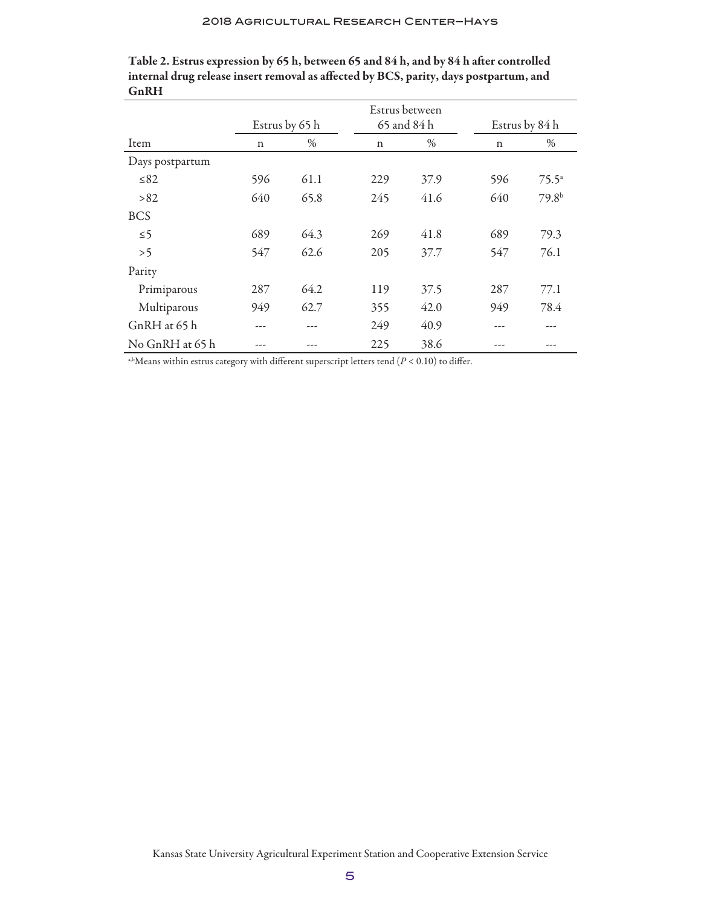**Table 2. Estrus expression by 65 h, between 65 and 84 h, and by 84 h after controlled internal drug release insert removal as affected by BCS, parity, days postpartum, and GnRH**

| | Estrus by 65 h | | Estrus between 65 and 84 h | | Estrus by 84 h | |
|---|---|---|---|---|---|---|
| Item | n | % | n | % | n | % |
| Days postpartum | | | | | | |
| ≤82 | 596 | 61.1 | 229 | 37.9 | 596 | 75.5[a] |
| >82 | 640 | 65.8 | 245 | 41.6 | 640 | 79.8[b] |
| BCS | | | | | | |
| ≤5 | 689 | 64.3 | 269 | 41.8 | 689 | 79.3 |
| >5 | 547 | 62.6 | 205 | 37.7 | 547 | 76.1 |
| Parity | | | | | | |
| Primiparous | 287 | 64.2 | 119 | 37.5 | 287 | 77.1 |
| Multiparous | 949 | 62.7 | 355 | 42.0 | 949 | 78.4 |
| GnRH at 65 h | --- | --- | 249 | 40.9 | --- | --- |
| No GnRH at 65 h | --- | --- | 225 | 38.6 | --- | --- |

[a,b]Means within estrus category with different superscript letters tend ($P < 0.10$) to differ.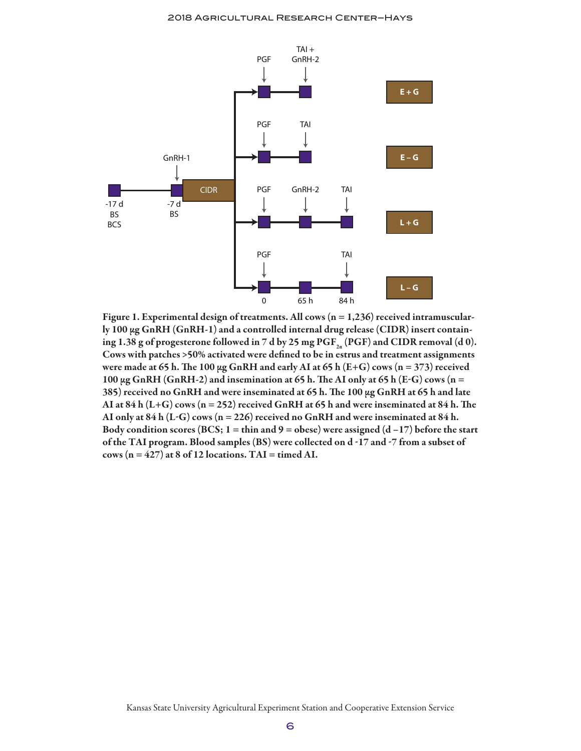Figure 1. Experimental design of treatments. All cows (n = 1,236) received intramuscularly 100 μg GnRH (GnRH-1) and a controlled internal drug release (CIDR) insert containing 1.38 g of progesterone followed in 7 d by 25 mg $PGF_{2\alpha}$ (PGF) and CIDR removal (d 0). Cows with patches >50% activated were defined to be in estrus and treatment assignments were made at 65 h. The 100 μg GnRH and early AI at 65 h (E+G) cows (n = 373) received 100 μg GnRH (GnRH-2) and insemination at 65 h. The AI only at 65 h (E-G) cows (n = 385) received no GnRH and were inseminated at 65 h. The 100 μg GnRH at 65 h and late AI at 84 h (L+G) cows (n = 252) received GnRH at 65 h and were inseminated at 84 h. The AI only at 84 h (L-G) cows (n = 226) received no GnRH and were inseminated at 84 h. Body condition scores (BCS; 1 = thin and 9 = obese) were assigned (d –17) before the start of the TAI program. Blood samples (BS) were collected on d -17 and -7 from a subset of cows (n = 427) at 8 of 12 locations. TAI = timed AI.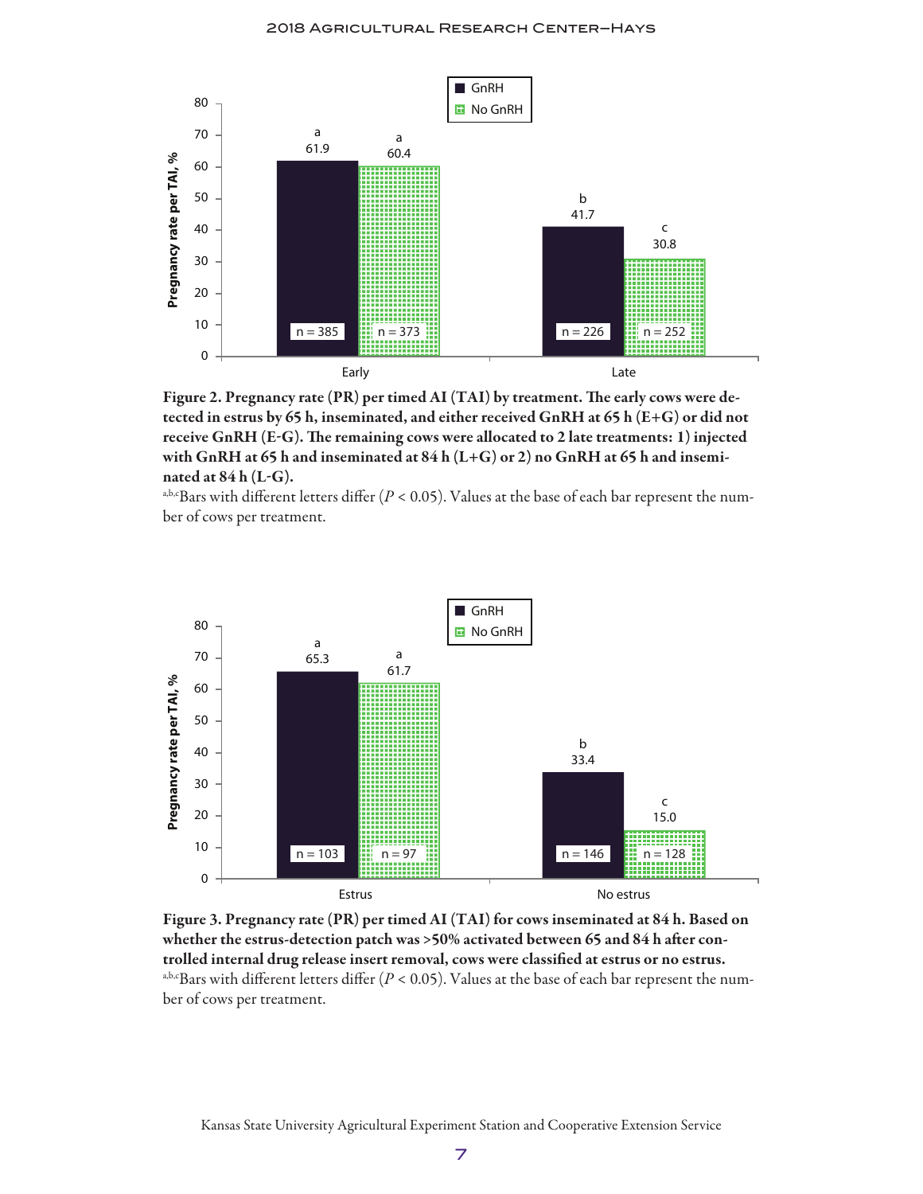GnRH

No GnRH

80

70

60

50

40

30

20

10

0

Pregnancy rate per TAI, %

a

61.9

a

60.4

b

41.7

c

30.8

n = 385

n = 373

n = 226

n = 252

Early

Late

**Figure 2. Pregnancy rate (PR) per timed AI (TAI) by treatment. The early cows were detected in estrus by 65 h, inseminated, and either received GnRH at 65 h (E+G) or did not receive GnRH (E-G). The remaining cows were allocated to 2 late treatments: 1) injected with GnRH at 65 h and inseminated at 84 h (L+G) or 2) no GnRH at 65 h and inseminated at 84 h (L-G).**

a,b,cBars with different letters differ ($P < 0.05$). Values at the base of each bar represent the number of cows per treatment.

GnRH

No GnRH

80

70

60

50

40

30

20

10

0

Pregnancy rate per TAI, %

a

65.3

a

61.7

b

33.4

c

15.0

n = 103

n = 97

n = 146

n = 128

Estrus

No estrus

**Figure 3. Pregnancy rate (PR) per timed AI (TAI) for cows inseminated at 84 h. Based on whether the estrus-detection patch was >50% activated between 65 and 84 h after controlled internal drug release insert removal, cows were classified at estrus or no estrus.**

a,b,cBars with different letters differ ($P < 0.05$). Values at the base of each bar represent the number of cows per treatment.